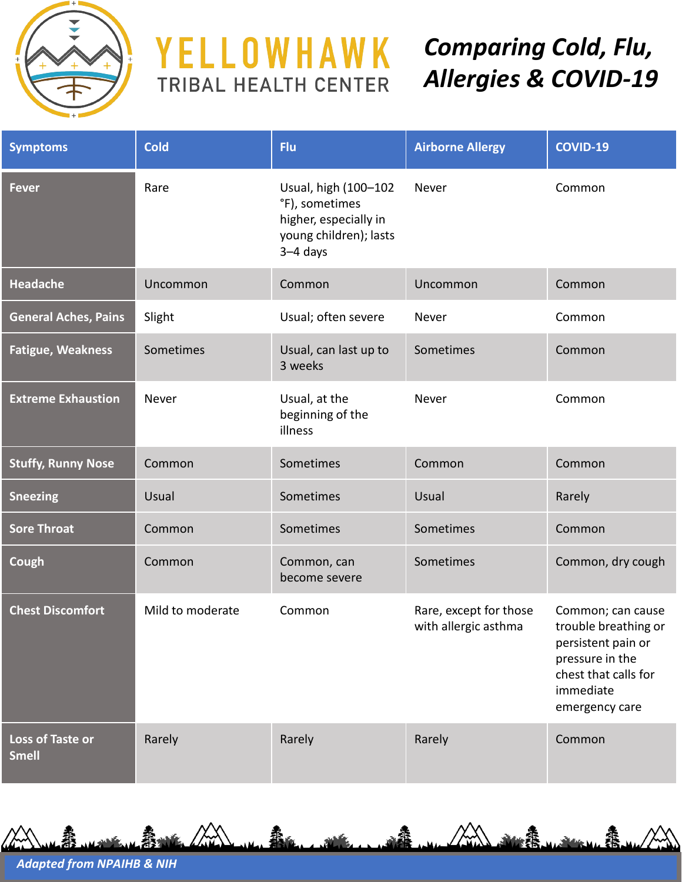YELLOWHAWK TRIBAL HEALTH CENTER

# Comparing Cold, Flu, Allergies & COVID-19

| Symptoms | Cold | Flu | Airborne Allergy | COVID-19 |
|---|---|---|---|---|
| Fever | Rare | Usual, high (100–102 °F), sometimes higher, especially in young children); lasts 3–4 days | Never | Common |
| Headache | Uncommon | Common | Uncommon | Common |
| General Aches, Pains | Slight | Usual; often severe | Never | Common |
| Fatigue, Weakness | Sometimes | Usual, can last up to 3 weeks | Sometimes | Common |
| Extreme Exhaustion | Never | Usual, at the beginning of the illness | Never | Common |
| Stuffy, Runny Nose | Common | Sometimes | Common | Common |
| Sneezing | Usual | Sometimes | Usual | Rarely |
| Sore Throat | Common | Sometimes | Sometimes | Common |
| Cough | Common | Common, can become severe | Sometimes | Common, dry cough |
| Chest Discomfort | Mild to moderate | Common | Rare, except for those with allergic asthma | Common; can cause trouble breathing or persistent pain or pressure in the chest that calls for immediate emergency care |
| Loss of Taste or Smell | Rarely | Rarely | Rarely | Common |

*Adapted from NPAIHB & NIH*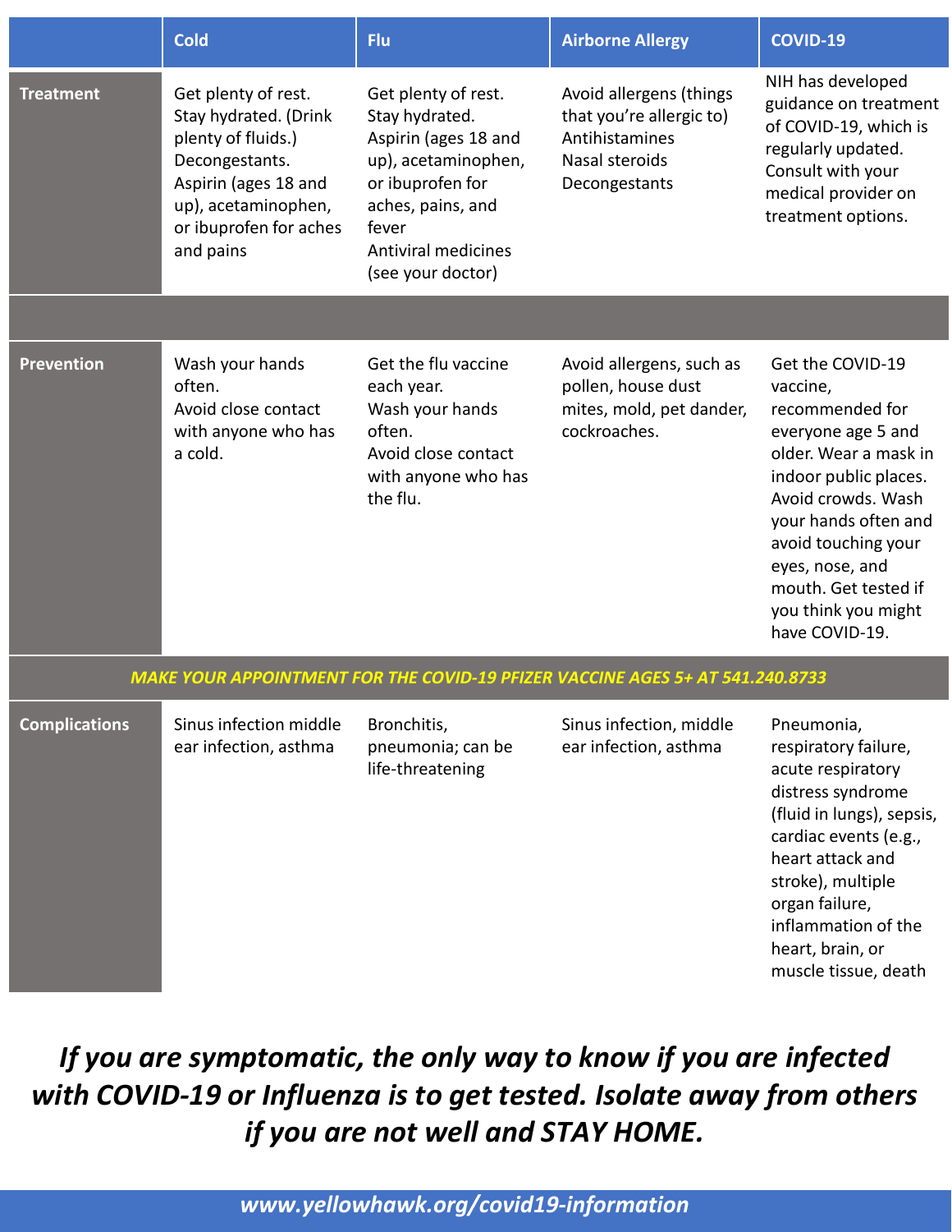| | Cold | Flu | Airborne Allergy | COVID-19 |
|---|---|---|---|---|
| **Treatment** | Get plenty of rest. Stay hydrated. (Drink plenty of fluids.) Decongestants. Aspirin (ages 18 and up), acetaminophen, or ibuprofen for aches and pains | Get plenty of rest. Stay hydrated. Aspirin (ages 18 and up), acetaminophen, or ibuprofen for aches, pains, and fever Antiviral medicines (see your doctor) | Avoid allergens (things that you're allergic to) Antihistamines Nasal steroids Decongestants | NIH has developed guidance on treatment of COVID-19, which is regularly updated. Consult with your medical provider on treatment options. |
| **Prevention** | Wash your hands often. Avoid close contact with anyone who has a cold. | Get the flu vaccine each year. Wash your hands often. Avoid close contact with anyone who has the flu. | Avoid allergens, such as pollen, house dust mites, mold, pet dander, cockroaches. | Get the COVID-19 vaccine, recommended for everyone age 5 and older. Wear a mask in indoor public places. Avoid crowds. Wash your hands often and avoid touching your eyes, nose, and mouth. Get tested if you think you might have COVID-19. |
| **Complications** | Sinus infection middle ear infection, asthma | Bronchitis, pneumonia; can be life-threatening | Sinus infection, middle ear infection, asthma | Pneumonia, respiratory failure, acute respiratory distress syndrome (fluid in lungs), sepsis, cardiac events (e.g., heart attack and stroke), multiple organ failure, inflammation of the heart, brain, or muscle tissue, death |

***MAKE YOUR APPOINTMENT FOR THE COVID-19 PFIZER VACCINE AGES 5+ AT 541.240.8733***

***If you are symptomatic, the only way to know if you are infected with COVID-19 or Influenza is to get tested. Isolate away from others if you are not well and STAY HOME.***

***www.yellowhawk.org/covid19-information***